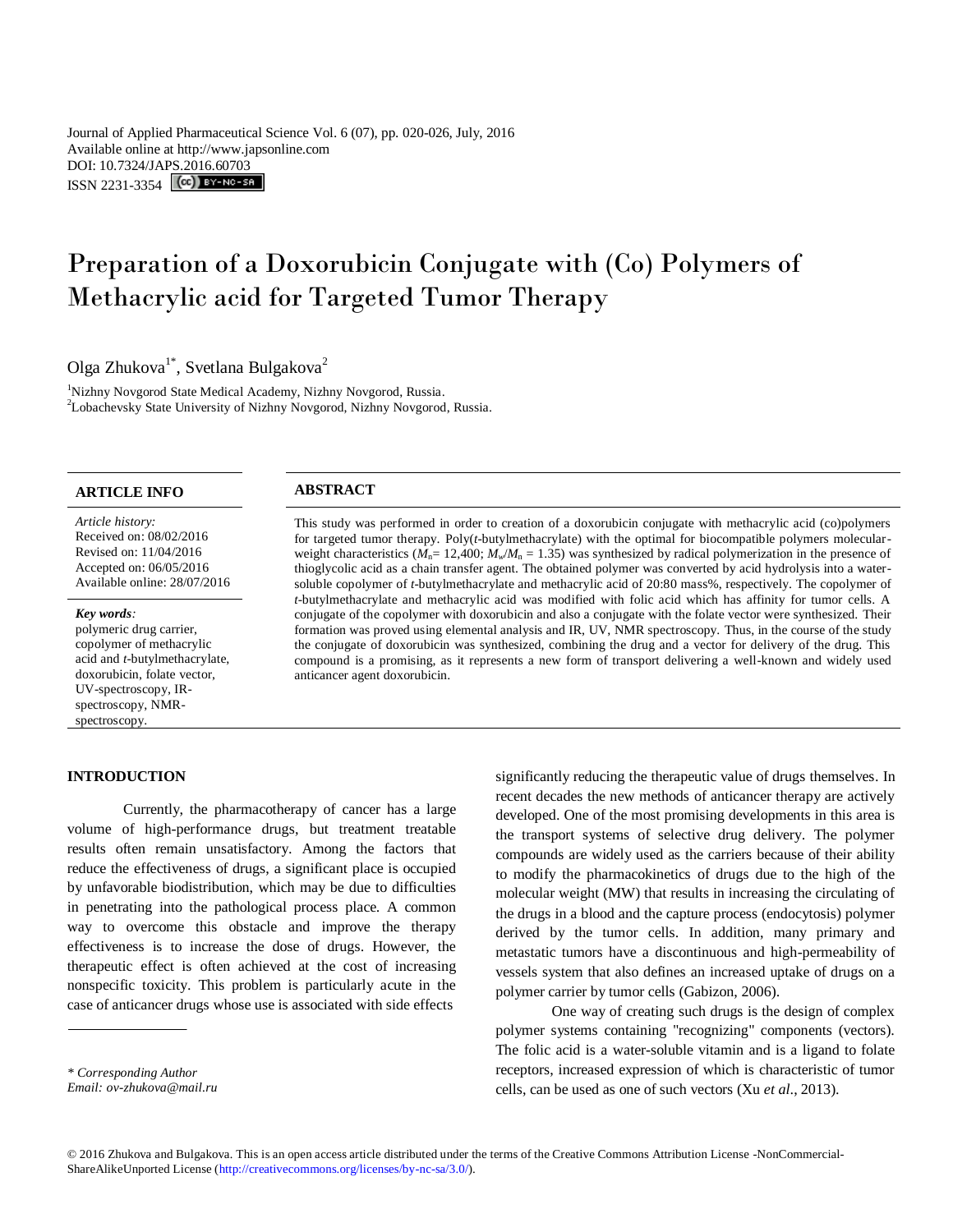Journal of Applied Pharmaceutical Science Vol. 6 (07), pp. 020-026, July, 2016
Available online at http://www.japsonline.com
DOI: 10.7324/JAPS.2016.60703
ISSN 2231-3354

# Preparation of a Doxorubicin Conjugate with (Co) Polymers of Methacrylic acid for Targeted Tumor Therapy

Olga Zhukova[1*], Svetlana Bulgakova[2]

[1]Nizhny Novgorod State Medical Academy, Nizhny Novgorod, Russia.
[2]Lobachevsky State University of Nizhny Novgorod, Nizhny Novgorod, Russia.

## ARTICLE INFO

*Article history:*
Received on: 08/02/2016
Revised on: 11/04/2016
Accepted on: 06/05/2016
Available online: 28/07/2016

***Key words:***
polymeric drug carrier, copolymer of methacrylic acid and *t*-butylmethacrylate, doxorubicin, folate vector, UV-spectroscopy, IR-spectroscopy, NMR-spectroscopy.

## ABSTRACT

This study was performed in order to creation of a doxorubicin conjugate with methacrylic acid (co)polymers for targeted tumor therapy. Poly(*t*-butylmethacrylate) with the optimal for biocompatible polymers molecular-weight characteristics ($M_n$= 12,400; $M_w/M_n$ = 1.35) was synthesized by radical polymerization in the presence of thioglycolic acid as a chain transfer agent. The obtained polymer was converted by acid hydrolysis into a water-soluble copolymer of *t*-butylmethacrylate and methacrylic acid of 20:80 mass%, respectively. The copolymer of *t*-butylmethacrylate and methacrylic acid was modified with folic acid which has affinity for tumor cells. A conjugate of the copolymer with doxorubicin and also a conjugate with the folate vector were synthesized. Their formation was proved using elemental analysis and IR, UV, NMR spectroscopy. Thus, in the course of the study the conjugate of doxorubicin was synthesized, combining the drug and a vector for delivery of the drug. This compound is a promising, as it represents a new form of transport delivering a well-known and widely used anticancer agent doxorubicin.

## INTRODUCTION

Currently, the pharmacotherapy of cancer has a large volume of high-performance drugs, but treatment treatable results often remain unsatisfactory. Among the factors that reduce the effectiveness of drugs, a significant place is occupied by unfavorable biodistribution, which may be due to difficulties in penetrating into the pathological process place. A common way to overcome this obstacle and improve the therapy effectiveness is to increase the dose of drugs. However, the therapeutic effect is often achieved at the cost of increasing nonspecific toxicity. This problem is particularly acute in the case of anticancer drugs whose use is associated with side effects significantly reducing the therapeutic value of drugs themselves. In recent decades the new methods of anticancer therapy are actively developed. One of the most promising developments in this area is the transport systems of selective drug delivery. The polymer compounds are widely used as the carriers because of their ability to modify the pharmacokinetics of drugs due to the high of the molecular weight (MW) that results in increasing the circulating of the drugs in a blood and the capture process (endocytosis) polymer derived by the tumor cells. In addition, many primary and metastatic tumors have a discontinuous and high-permeability of vessels system that also defines an increased uptake of drugs on a polymer carrier by tumor cells (Gabizon, 2006).

One way of creating such drugs is the design of complex polymer systems containing "recognizing" components (vectors). The folic acid is a water-soluble vitamin and is a ligand to folate receptors, increased expression of which is characteristic of tumor cells, can be used as one of such vectors (Xu *et al.*, 2013).

\* *Corresponding Author*
*Email: ov-zhukova@mail.ru*

© 2016 Zhukova and Bulgakova. This is an open access article distributed under the terms of the Creative Commons Attribution License -NonCommercial-ShareAlikeUnported License (http://creativecommons.org/licenses/by-nc-sa/3.0/).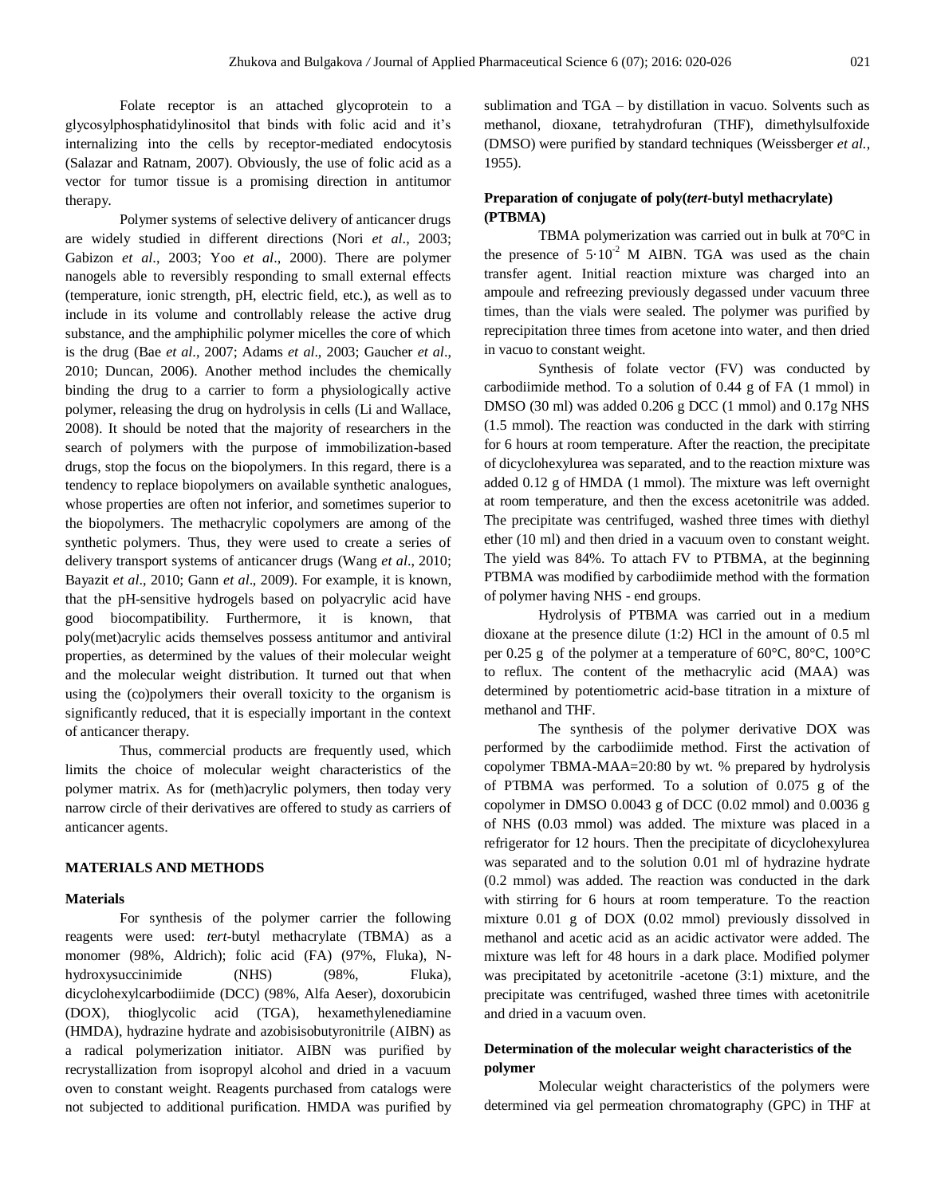Folate receptor is an attached glycoprotein to a glycosylphosphatidylinositol that binds with folic acid and it's internalizing into the cells by receptor-mediated endocytosis (Salazar and Ratnam, 2007). Obviously, the use of folic acid as a vector for tumor tissue is a promising direction in antitumor therapy.

Polymer systems of selective delivery of anticancer drugs are widely studied in different directions (Nori *et al*., 2003; Gabizon *et al*., 2003; Yoo *et al*., 2000). There are polymer nanogels able to reversibly responding to small external effects (temperature, ionic strength, pH, electric field, etc.), as well as to include in its volume and controllably release the active drug substance, and the amphiphilic polymer micelles the core of which is the drug (Bae *et al*., 2007; Adams *et al*., 2003; Gaucher *et al*., 2010; Duncan, 2006). Another method includes the chemically binding the drug to a carrier to form a physiologically active polymer, releasing the drug on hydrolysis in cells (Li and Wallace, 2008). It should be noted that the majority of researchers in the search of polymers with the purpose of immobilization-based drugs, stop the focus on the biopolymers. In this regard, there is a tendency to replace biopolymers on available synthetic analogues, whose properties are often not inferior, and sometimes superior to the biopolymers. The methacrylic copolymers are among of the synthetic polymers. Thus, they were used to create a series of delivery transport systems of anticancer drugs (Wang *et al*., 2010; Bayazit *et al*., 2010; Gann *et al*., 2009). For example, it is known, that the pH-sensitive hydrogels based on polyacrylic acid have good biocompatibility. Furthermore, it is known, that poly(met)acrylic acids themselves possess antitumor and antiviral properties, as determined by the values of their molecular weight and the molecular weight distribution. It turned out that when using the (co)polymers their overall toxicity to the organism is significantly reduced, that it is especially important in the context of anticancer therapy.

Thus, commercial products are frequently used, which limits the choice of molecular weight characteristics of the polymer matrix. As for (meth)acrylic polymers, then today very narrow circle of their derivatives are offered to study as carriers of anticancer agents.

## MATERIALS AND METHODS

### Materials

For synthesis of the polymer carrier the following reagents were used: *tert*-butyl methacrylate (TBMA) as a monomer (98%, Aldrich); folic acid (FA) (97%, Fluka), N-hydroxysuccinimide (NHS) (98%, Fluka), dicyclohexylcarbodiimide (DCC) (98%, Alfa Aeser), doxorubicin (DOX), thioglycolic acid (TGA), hexamethylenediamine (HMDA), hydrazine hydrate and azobisisobutyronitrile (AIBN) as a radical polymerization initiator. AIBN was purified by recrystallization from isopropyl alcohol and dried in a vacuum oven to constant weight. Reagents purchased from catalogs were not subjected to additional purification. HMDA was purified by sublimation and TGA – by distillation in vacuo. Solvents such as methanol, dioxane, tetrahydrofuran (THF), dimethylsulfoxide (DMSO) were purified by standard techniques (Weissberger *et al.*, 1955).

### Preparation of conjugate of poly(*tert*-butyl methacrylate) (PTBMA)

TBMA polymerization was carried out in bulk at 70°C in the presence of $5 \cdot 10^{-2}$ M AIBN. TGA was used as the chain transfer agent. Initial reaction mixture was charged into an ampoule and refreezing previously degassed under vacuum three times, than the vials were sealed. The polymer was purified by reprecipitation three times from acetone into water, and then dried in vacuo to constant weight.

Synthesis of folate vector (FV) was conducted by carbodiimide method. To a solution of 0.44 g of FA (1 mmol) in DMSO (30 ml) was added 0.206 g DCC (1 mmol) and 0.17g NHS (1.5 mmol). The reaction was conducted in the dark with stirring for 6 hours at room temperature. After the reaction, the precipitate of dicyclohexylurea was separated, and to the reaction mixture was added 0.12 g of HMDA (1 mmol). The mixture was left overnight at room temperature, and then the excess acetonitrile was added. The precipitate was centrifuged, washed three times with diethyl ether (10 ml) and then dried in a vacuum oven to constant weight. The yield was 84%. To attach FV to PTBMA, at the beginning PTBMA was modified by carbodiimide method with the formation of polymer having NHS - end groups.

Hydrolysis of PTBMA was carried out in a medium dioxane at the presence dilute (1:2) HCl in the amount of 0.5 ml per 0.25 g of the polymer at a temperature of 60°C, 80°C, 100°C to reflux. The content of the methacrylic acid (MAA) was determined by potentiometric acid-base titration in a mixture of methanol and THF.

The synthesis of the polymer derivative DOX was performed by the carbodiimide method. First the activation of copolymer TBMA-MAA=20:80 by wt. % prepared by hydrolysis of PTBMA was performed. To a solution of 0.075 g of the copolymer in DMSO 0.0043 g of DCC (0.02 mmol) and 0.0036 g of NHS (0.03 mmol) was added. The mixture was placed in a refrigerator for 12 hours. Then the precipitate of dicyclohexylurea was separated and to the solution 0.01 ml of hydrazine hydrate (0.2 mmol) was added. The reaction was conducted in the dark with stirring for 6 hours at room temperature. To the reaction mixture 0.01 g of DOX (0.02 mmol) previously dissolved in methanol and acetic acid as an acidic activator were added. The mixture was left for 48 hours in a dark place. Modified polymer was precipitated by acetonitrile -acetone (3:1) mixture, and the precipitate was centrifuged, washed three times with acetonitrile and dried in a vacuum oven.

### Determination of the molecular weight characteristics of the polymer

Molecular weight characteristics of the polymers were determined via gel permeation chromatography (GPC) in THF at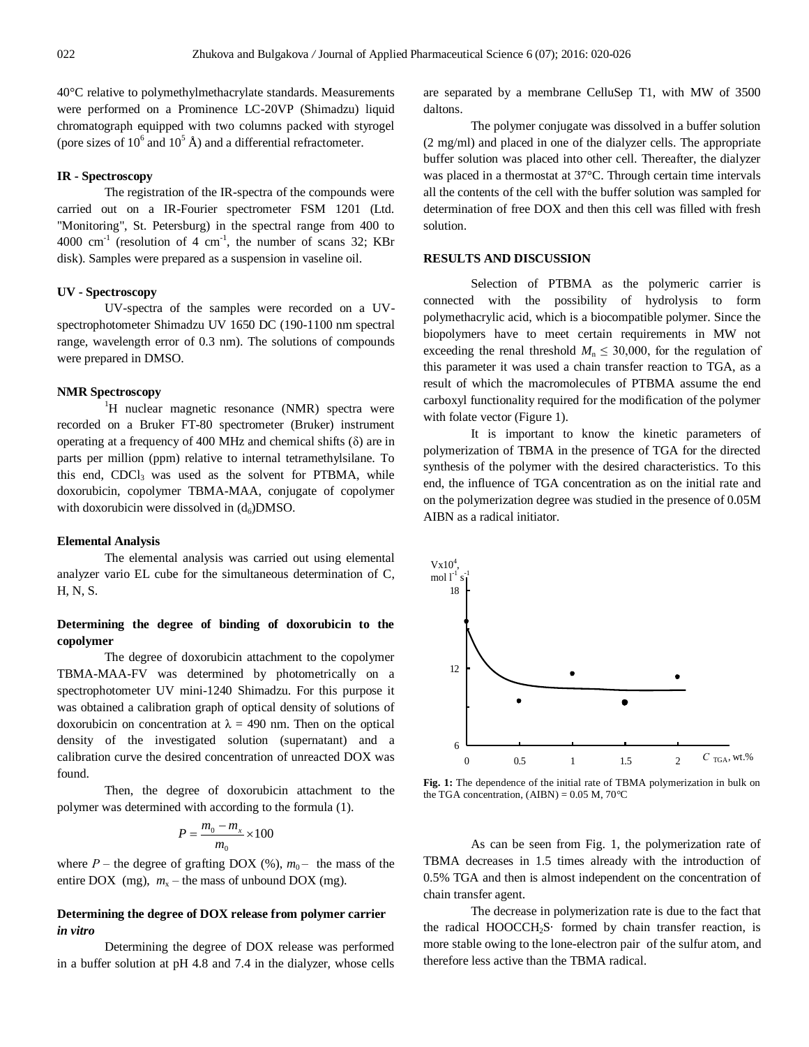40°C relative to polymethylmethacrylate standards. Measurements were performed on a Prominence LC-20VP (Shimadzu) liquid chromatograph equipped with two columns packed with styrogel (pore sizes of $10^6$ and $10^5$ Å) and a differential refractometer.

#### IR - Spectroscopy

The registration of the IR-spectra of the compounds were carried out on a IR-Fourier spectrometer FSM 1201 (Ltd. "Monitoring", St. Petersburg) in the spectral range from 400 to 4000 $cm^{-1}$ (resolution of 4 $cm^{-1}$, the number of scans 32; KBr disk). Samples were prepared as a suspension in vaseline oil.

#### UV - Spectroscopy

UV-spectra of the samples were recorded on a UV-spectrophotometer Shimadzu UV 1650 DC (190-1100 nm spectral range, wavelength error of 0.3 nm). The solutions of compounds were prepared in DMSO.

#### NMR Spectroscopy

$^1$H nuclear magnetic resonance (NMR) spectra were recorded on a Bruker FT-80 spectrometer (Bruker) instrument operating at a frequency of 400 MHz and chemical shifts (δ) are in parts per million (ppm) relative to internal tetramethylsilane. To this end, $CDCl_3$ was used as the solvent for PTBMA, while doxorubicin, copolymer TBMA-MAA, conjugate of copolymer with doxorubicin were dissolved in ($d_6$)DMSO.

#### Elemental Analysis

The elemental analysis was carried out using elemental analyzer vario EL cube for the simultaneous determination of C, H, N, S.

#### Determining the degree of binding of doxorubicin to the copolymer

The degree of doxorubicin attachment to the copolymer TBMA-MAA-FV was determined by photometrically on a spectrophotometer UV mini-1240 Shimadzu. For this purpose it was obtained a calibration graph of optical density of solutions of doxorubicin on concentration at λ = 490 nm. Then on the optical density of the investigated solution (supernatant) and a calibration curve the desired concentration of unreacted DOX was found.

Then, the degree of doxorubicin attachment to the polymer was determined with according to the formula (1).

$$P = \frac{m_0 - m_x}{m_0} \times 100$$

where $P$ – the degree of grafting DOX (%), $m_0$ – the mass of the entire DOX (mg), $m_x$ – the mass of unbound DOX (mg).

#### Determining the degree of DOX release from polymer carrier *in vitro*

Determining the degree of DOX release was performed in a buffer solution at pH 4.8 and 7.4 in the dialyzer, whose cells are separated by a membrane CelluSep T1, with MW of 3500 daltons.

The polymer conjugate was dissolved in a buffer solution (2 mg/ml) and placed in one of the dialyzer cells. The appropriate buffer solution was placed into other cell. Thereafter, the dialyzer was placed in a thermostat at 37°C. Through certain time intervals all the contents of the cell with the buffer solution was sampled for determination of free DOX and then this cell was filled with fresh solution.

## RESULTS AND DISCUSSION

Selection of PTBMA as the polymeric carrier is connected with the possibility of hydrolysis to form polymethacrylic acid, which is a biocompatible polymer. Since the biopolymers have to meet certain requirements in MW not exceeding the renal threshold $M_n \leq 30{,}000$, for the regulation of this parameter it was used a chain transfer reaction to TGA, as a result of which the macromolecules of PTBMA assume the end carboxyl functionality required for the modification of the polymer with folate vector (Figure 1).

It is important to know the kinetic parameters of polymerization of TBMA in the presence of TGA for the directed synthesis of the polymer with the desired characteristics. To this end, the influence of TGA concentration as on the initial rate and on the polymerization degree was studied in the presence of 0.05M AIBN as a radical initiator.

**Fig. 1:** The dependence of the initial rate of TBMA polymerization in bulk on the TGA concentration, (AIBN) = 0.05 M, 70°C

As can be seen from Fig. 1, the polymerization rate of TBMA decreases in 1.5 times already with the introduction of 0.5% TGA and then is almost independent on the concentration of chain transfer agent.

The decrease in polymerization rate is due to the fact that the radical $HOOCCH_2S\cdot$ formed by chain transfer reaction, is more stable owing to the lone-electron pair of the sulfur atom, and therefore less active than the TBMA radical.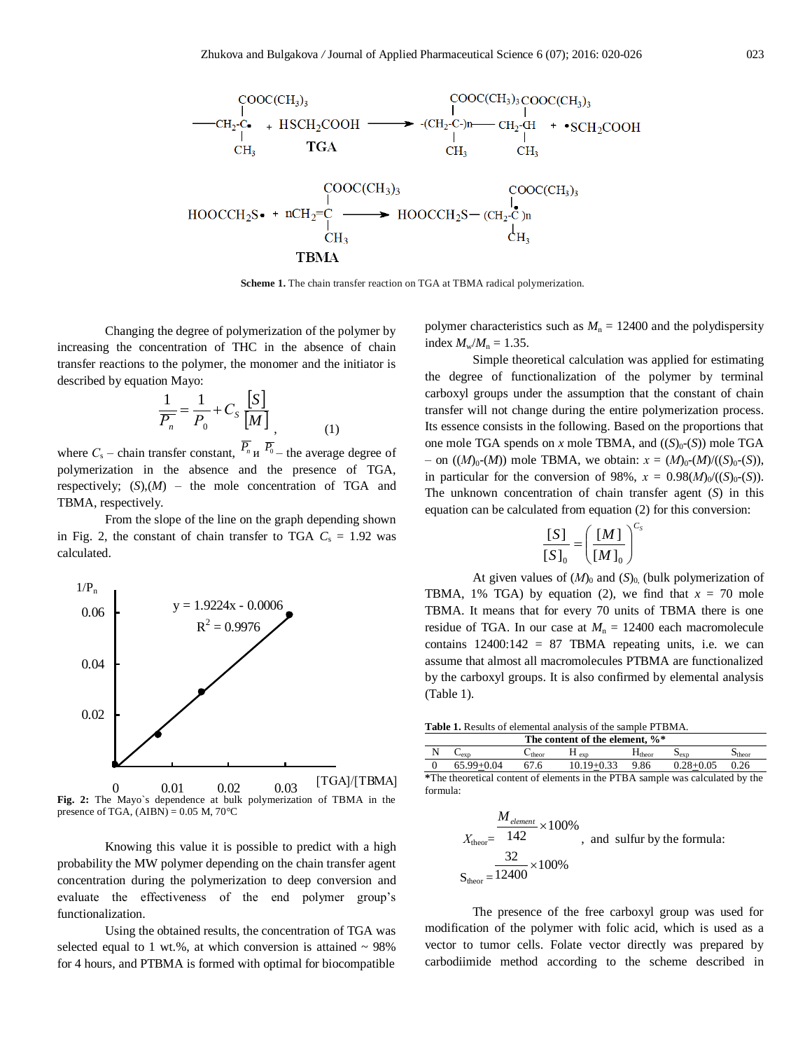**Scheme 1.** The chain transfer reaction on TGA at TBMA radical polymerization.

Changing the degree of polymerization of the polymer by increasing the concentration of THC in the absence of chain transfer reactions to the polymer, the monomer and the initiator is described by equation Mayo:

$$\frac{1}{\overline{P_n}} = \frac{1}{P_0} + C_S \frac{[S]}{[M]}, \qquad (1)$$

where $C_s$ – chain transfer constant, $\overline{P_n}$ и $\overline{P_0}$ – the average degree of polymerization in the absence and the presence of TGA, respectively; $(S)$,$(M)$ – the mole concentration of TGA and TBMA, respectively.

From the slope of the line on the graph depending shown in Fig. 2, the constant of chain transfer to TGA $C_s$ = 1.92 was calculated.

**Fig. 2:** The Mayo`s dependence at bulk polymerization of TBMA in the presence of TGA, (AIBN) = 0.05 M, 70°C

Knowing this value it is possible to predict with a high probability the MW polymer depending on the chain transfer agent concentration during the polymerization to deep conversion and evaluate the effectiveness of the end polymer group's functionalization.

Using the obtained results, the concentration of TGA was selected equal to 1 wt.%, at which conversion is attained ~ 98% for 4 hours, and PTBMA is formed with optimal for biocompatible polymer characteristics such as $M_n$ = 12400 and the polydispersity index $M_w/M_n$ = 1.35.

Simple theoretical calculation was applied for estimating the degree of functionalization of the polymer by terminal carboxyl groups under the assumption that the constant of chain transfer will not change during the entire polymerization process. Its essence consists in the following. Based on the proportions that one mole TGA spends on $x$ mole TBMA, and $((S)_0\text{-}(S))$ mole TGA – on $((M)_0\text{-}(M))$ mole TBMA, we obtain: $x = (M)_0\text{-}(M)/((S)_0\text{-}(S))$, in particular for the conversion of 98%, $x = 0.98(M)_0/((S)_0\text{-}(S))$. The unknown concentration of chain transfer agent $(S)$ in this equation can be calculated from equation (2) for this conversion:

$$\frac{[S]}{[S]_0} = \left(\frac{[M]}{[M]_0}\right)^{C_S}$$

At given values of $(M)_0$ and $(S)_0$, (bulk polymerization of TBMA, 1% TGA) by equation (2), we find that $x$ = 70 mole TBMA. It means that for every 70 units of TBMA there is one residue of TGA. In our case at $M_n$ = 12400 each macromolecule contains 12400:142 = 87 TBMA repeating units, i.e. we can assume that almost all macromolecules PTBMA are functionalized by the carboxyl groups. It is also confirmed by elemental analysis (Table 1).

**Table 1.** Results of elemental analysis of the sample PTBMA.

| N | The content of the element, %* | | | | | |
|---|---|---|---|---|---|---|
| | $C_{exp}$ | $C_{theor}$ | $H_{exp}$ | $H_{theor}$ | $S_{exp}$ | $S_{theor}$ |
| 0 | 65.99±0.04 | 67.6 | 10.19±0.33 | 9.86 | 0.28±0.05 | 0.26 |

*The theoretical content of elements in the PTBA sample was calculated by the formula:

$$X_{theor} = \frac{M_{element}}{142} \times 100\%$$, and sulfur by the formula:

$$S_{theor} = \frac{32}{12400} \times 100\%$$

The presence of the free carboxyl group was used for modification of the polymer with folic acid, which is used as a vector to tumor cells. Folate vector directly was prepared by carbodiimide method according to the scheme described in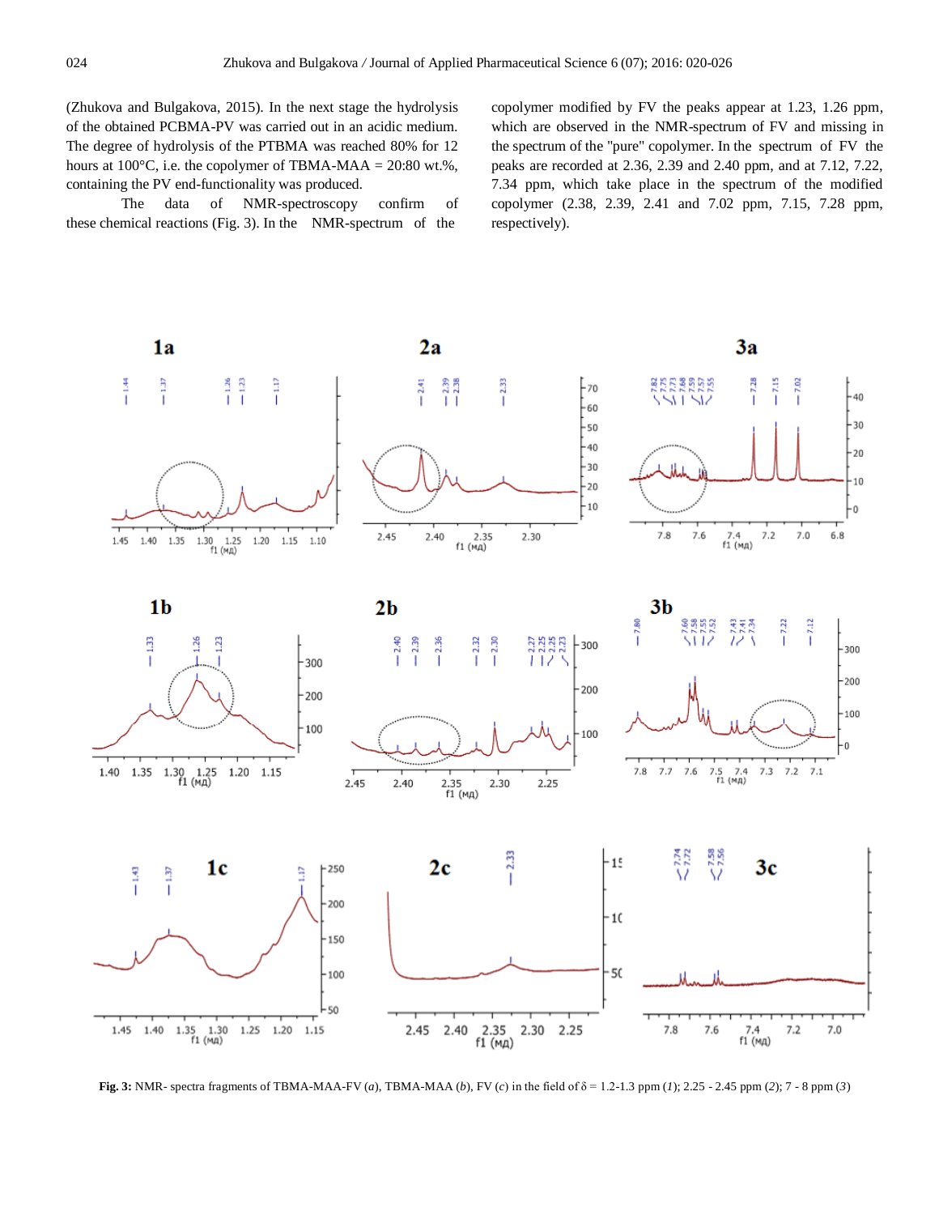(Zhukova and Bulgakova, 2015). In the next stage the hydrolysis of the obtained PCBMA-PV was carried out in an acidic medium. The degree of hydrolysis of the PTBMA was reached 80% for 12 hours at 100°C, i.e. the copolymer of TBMA-MAA = 20:80 wt.%, containing the PV end-functionality was produced.

The data of NMR-spectroscopy confirm of these chemical reactions (Fig. 3). In the NMR-spectrum of the copolymer modified by FV the peaks appear at 1.23, 1.26 ppm, which are observed in the NMR-spectrum of FV and missing in the spectrum of the "pure" copolymer. In the spectrum of FV the peaks are recorded at 2.36, 2.39, 2.40 ppm, and at 7.12, 7.22, 7.34 ppm, which take place in the spectrum of the modified copolymer (2.38, 2.39, 2.41 and 7.02 ppm, 7.15, 7.28 ppm, respectively).

**Fig. 3:** NMR- spectra fragments of TBMA-MAA-FV (*a*), TBMA-MAA (*b*), FV (*c*) in the field of δ = 1.2-1.3 ppm (*1*); 2.25 - 2.45 ppm (*2*); 7 - 8 ppm (*3*)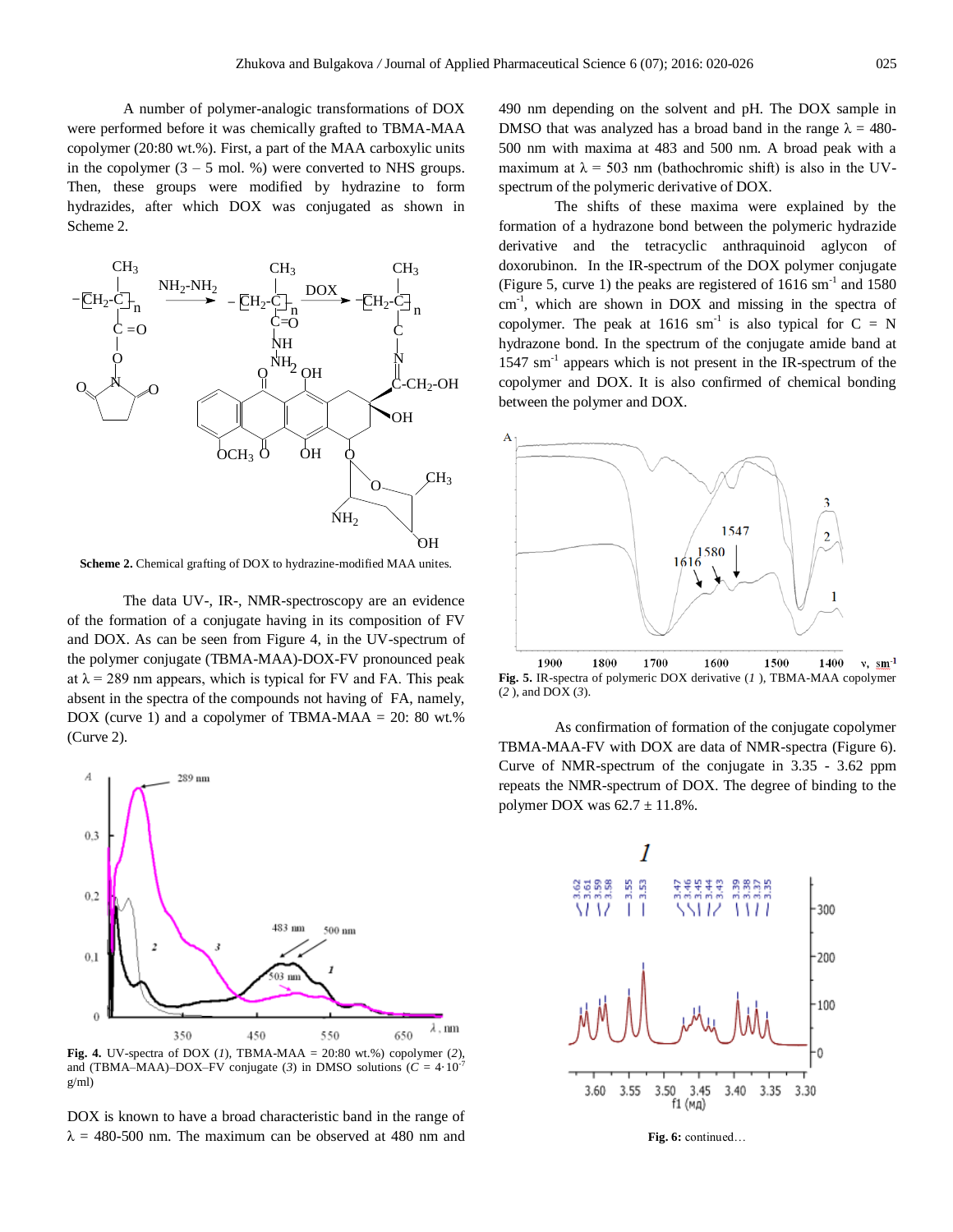A number of polymer-analogic transformations of DOX were performed before it was chemically grafted to TBMA-MAA copolymer (20:80 wt.%). First, a part of the MAA carboxylic units in the copolymer (3 – 5 mol. %) were converted to NHS groups. Then, these groups were modified by hydrazine to form hydrazides, after which DOX was conjugated as shown in Scheme 2.

**Scheme 2.** Chemical grafting of DOX to hydrazine-modified MAA unites.

The data UV-, IR-, NMR-spectroscopy are an evidence of the formation of a conjugate having in its composition of FV and DOX. As can be seen from Figure 4, in the UV-spectrum of the polymer conjugate (TBMA-MAA)-DOX-FV pronounced peak at λ = 289 nm appears, which is typical for FV and FA. This peak absent in the spectra of the compounds not having of FA, namely, DOX (curve 1) and a copolymer of TBMA-MAA = 20: 80 wt.% (Curve 2).

**Fig. 4.** UV-spectra of DOX (*1*), TBMA-MAA = 20:80 wt.%) copolymer (*2*), and (TBMA–MAA)–DOX–FV conjugate (*3*) in DMSO solutions ($C = 4 \cdot 10^{-7}$ g/ml)

DOX is known to have a broad characteristic band in the range of λ = 480-500 nm. The maximum can be observed at 480 nm and 490 nm depending on the solvent and pH. The DOX sample in DMSO that was analyzed has a broad band in the range λ = 480-500 nm with maxima at 483 and 500 nm. A broad peak with a maximum at λ = 503 nm (bathochromic shift) is also in the UV-spectrum of the polymeric derivative of DOX.

The shifts of these maxima were explained by the formation of a hydrazone bond between the polymeric hydrazide derivative and the tetracyclic anthraquinoid aglycon of doxorubinon. In the IR-spectrum of the DOX polymer conjugate (Figure 5, curve 1) the peaks are registered of 1616 $sm^{-1}$ and 1580 $cm^{-1}$, which are shown in DOX and missing in the spectra of copolymer. The peak at 1616 $sm^{-1}$ is also typical for C = N hydrazone bond. In the spectrum of the conjugate amide band at 1547 $sm^{-1}$ appears which is not present in the IR-spectrum of the copolymer and DOX. It is also confirmed of chemical bonding between the polymer and DOX.

**Fig. 5.** IR-spectra of polymeric DOX derivative (*1* ), TBMA-MAA copolymer (*2* ), and DOX (*3*).

As confirmation of formation of the conjugate copolymer TBMA-MAA-FV with DOX are data of NMR-spectra (Figure 6). Curve of NMR-spectrum of the conjugate in 3.35 - 3.62 ppm repeats the NMR-spectrum of DOX. The degree of binding to the polymer DOX was 62.7 ± 11.8%.

**Fig. 6:** continued…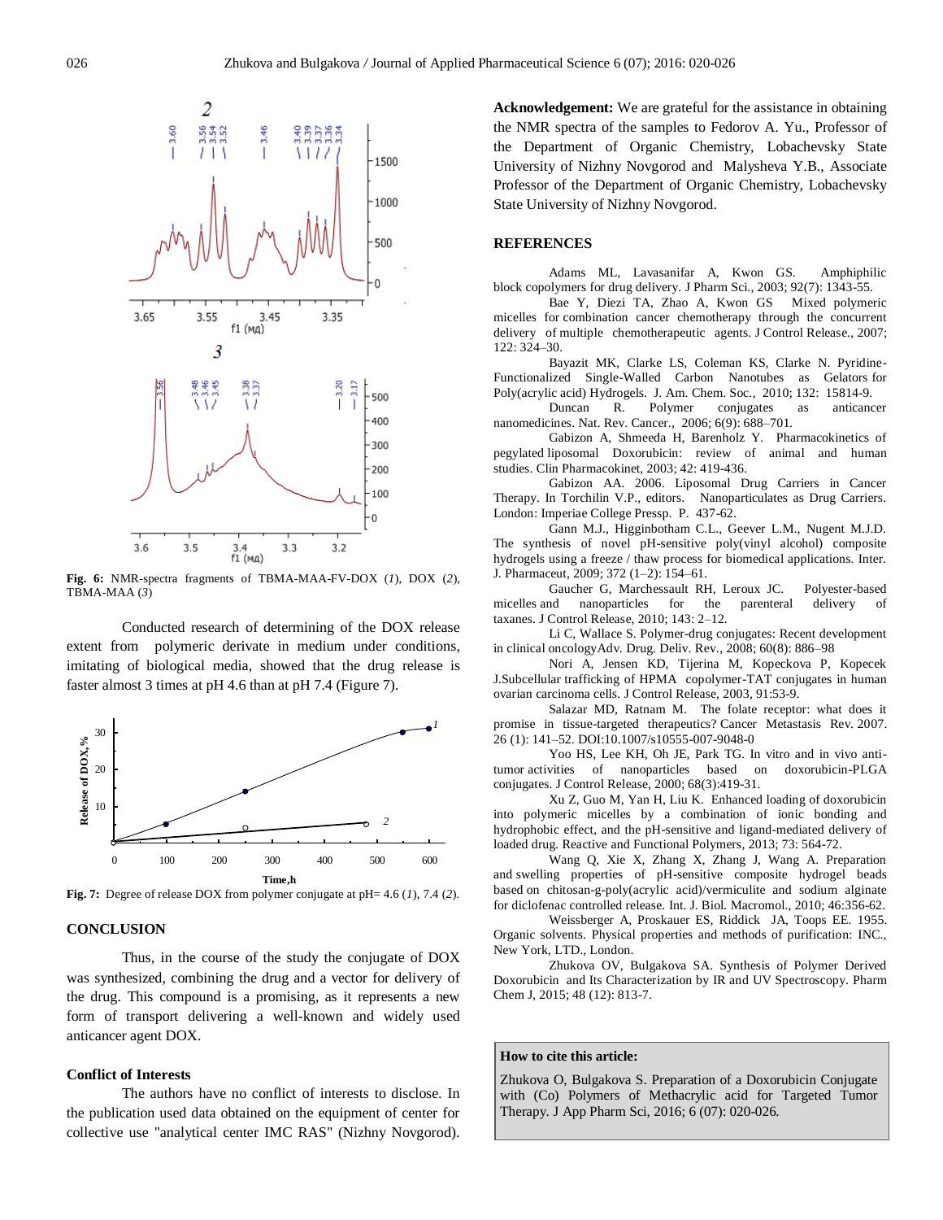2

— 3.60
— 3.56
— 3.54
— 3.52
— 3.46
— 3.40
— 3.39
— 3.37
— 3.36
— 3.34

1500
1000
500
0

3.65 3.55 3.45 3.35
f1 (мд)

3

— 3.56
— 3.48
— 3.46
— 3.45
— 3.38
— 3.37
— 3.20
— 3.17

500
400
300
200
100
0

3.6 3.5 3.4 3.3 3.2
f1 (мд)

**Fig. 6:** NMR-spectra fragments of TBMA-MAA-FV-DOX (*1*), DOX (*2*), TBMA-MAA (*3*)

Conducted research of determining of the DOX release extent from polymeric derivate in medium under conditions, imitating of biological media, showed that the drug release is faster almost 3 times at pH 4.6 than at pH 7.4 (Figure 7).

Release of DOX,%
30
20
10
0 100 200 300 400 500 600
Time,h
1
2

**Fig. 7:** Degree of release DOX from polymer conjugate at pH= 4.6 (*1*), 7.4 (*2*).

## CONCLUSION

Thus, in the course of the study the conjugate of DOX was synthesized, combining the drug and a vector for delivery of the drug. This compound is a promising, as it represents a new form of transport delivering a well-known and widely used anticancer agent DOX.

### Conflict of Interests

The authors have no conflict of interests to disclose. In the publication used data obtained on the equipment of center for collective use "analytical center IMC RAS" (Nizhny Novgorod).

**Acknowledgement:** We are grateful for the assistance in obtaining the NMR spectra of the samples to Fedorov A. Yu., Professor of the Department of Organic Chemistry, Lobachevsky State University of Nizhny Novgorod and Malysheva Y.B., Associate Professor of the Department of Organic Chemistry, Lobachevsky State University of Nizhny Novgorod.

## REFERENCES

Adams ML, Lavasanifar A, Kwon GS. Amphiphilic block copolymers for drug delivery. J Pharm Sci., 2003; 92(7): 1343-55.

Bae Y, Diezi TA, Zhao A, Kwon GS Mixed polymeric micelles for combination cancer chemotherapy through the concurrent delivery of multiple chemotherapeutic agents. J Control Release., 2007; 122: 324–30.

Bayazit MK, Clarke LS, Coleman KS, Clarke N. Pyridine-Functionalized Single-Walled Carbon Nanotubes as Gelators for Poly(acrylic acid) Hydrogels. J. Am. Chem. Soc., 2010; 132: 15814-9.

Duncan R. Polymer conjugates as anticancer nanomedicines. Nat. Rev. Cancer., 2006; 6(9): 688–701.

Gabizon A, Shmeeda H, Barenholz Y. Pharmacokinetics of pegylated liposomal Doxorubicin: review of animal and human studies. Clin Pharmacokinet, 2003; 42: 419-436.

Gabizon AA. 2006. Liposomal Drug Carriers in Cancer Therapy. In Torchilin V.P., editors. Nanoparticulates as Drug Carriers. London: Imperiae College Pressp. P. 437-62.

Gann M.J., Higginbotham C.L., Geever L.M., Nugent M.J.D. The synthesis of novel pH-sensitive poly(vinyl alcohol) composite hydrogels using a freeze / thaw process for biomedical applications. Inter. J. Pharmaceut, 2009; 372 (1–2): 154–61.

Gaucher G, Marchessault RH, Leroux JC. Polyester-based micelles and nanoparticles for the parenteral delivery of taxanes. J Control Release, 2010; 143: 2–12.

Li C, Wallace S. Polymer-drug conjugates: Recent development in clinical oncologyAdv. Drug. Deliv. Rev., 2008; 60(8): 886–98

Nori A, Jensen KD, Tijerina M, Kopeckova P, Kopecek J.Subcellular trafficking of HPMA copolymer-TAT conjugates in human ovarian carcinoma cells. J Control Release, 2003, 91:53-9.

Salazar MD, Ratnam M. The folate receptor: what does it promise in tissue-targeted therapeutics? Cancer Metastasis Rev. 2007. 26 (1): 141–52. DOI:10.1007/s10555-007-9048-0

Yoo HS, Lee KH, Oh JE, Park TG. In vitro and in vivo anti-tumor activities of nanoparticles based on doxorubicin-PLGA conjugates. J Control Release, 2000; 68(3):419-31.

Xu Z, Guo M, Yan H, Liu K. Enhanced loading of doxorubicin into polymeric micelles by a combination of ionic bonding and hydrophobic effect, and the pH-sensitive and ligand-mediated delivery of loaded drug. Reactive and Functional Polymers, 2013; 73: 564-72.

Wang Q, Xie X, Zhang X, Zhang J, Wang A. Preparation and swelling properties of pH-sensitive composite hydrogel beads based on chitosan-g-poly(acrylic acid)/vermiculite and sodium alginate for diclofenac controlled release. Int. J. Biol. Macromol., 2010; 46:356-62.

Weissberger A, Proskauer ES, Riddick JA, Toops EE. 1955. Organic solvents. Physical properties and methods of purification: INC., New York, LTD., London.

Zhukova OV, Bulgakova SA. Synthesis of Polymer Derived Doxorubicin and Its Characterization by IR and UV Spectroscopy. Pharm Chem J, 2015; 48 (12): 813-7.

**How to cite this article:**

Zhukova O, Bulgakova S. Preparation of a Doxorubicin Conjugate with (Co) Polymers of Methacrylic acid for Targeted Tumor Therapy. J App Pharm Sci, 2016; 6 (07): 020-026.